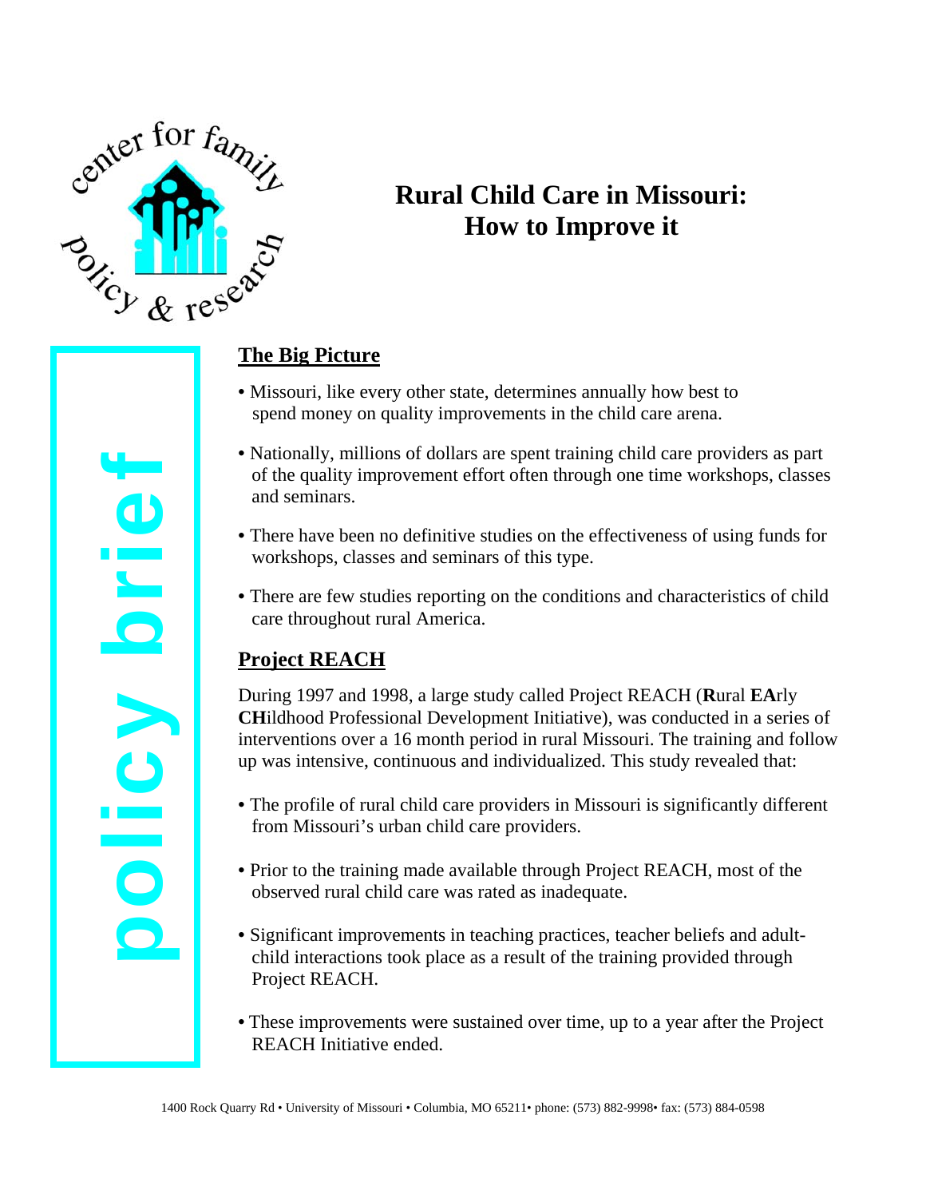center for family policy & research

# Rural Child Care in Missouri: How to Improve it

policy brief

## The Big Picture

- Missouri, like every other state, determines annually how best to spend money on quality improvements in the child care arena.
- Nationally, millions of dollars are spent training child care providers as part of the quality improvement effort often through one time workshops, classes and seminars.
- There have been no definitive studies on the effectiveness of using funds for workshops, classes and seminars of this type.
- There are few studies reporting on the conditions and characteristics of child care throughout rural America.

## Project REACH

During 1997 and 1998, a large study called Project REACH (**R**ural **EA**rly **CH**ildhood Professional Development Initiative), was conducted in a series of interventions over a 16 month period in rural Missouri. The training and follow up was intensive, continuous and individualized. This study revealed that:

- The profile of rural child care providers in Missouri is significantly different from Missouri's urban child care providers.
- Prior to the training made available through Project REACH, most of the observed rural child care was rated as inadequate.
- Significant improvements in teaching practices, teacher beliefs and adult-child interactions took place as a result of the training provided through Project REACH.
- These improvements were sustained over time, up to a year after the Project REACH Initiative ended.

1400 Rock Quarry Rd • University of Missouri • Columbia, MO 65211• phone: (573) 882-9998• fax: (573) 884-0598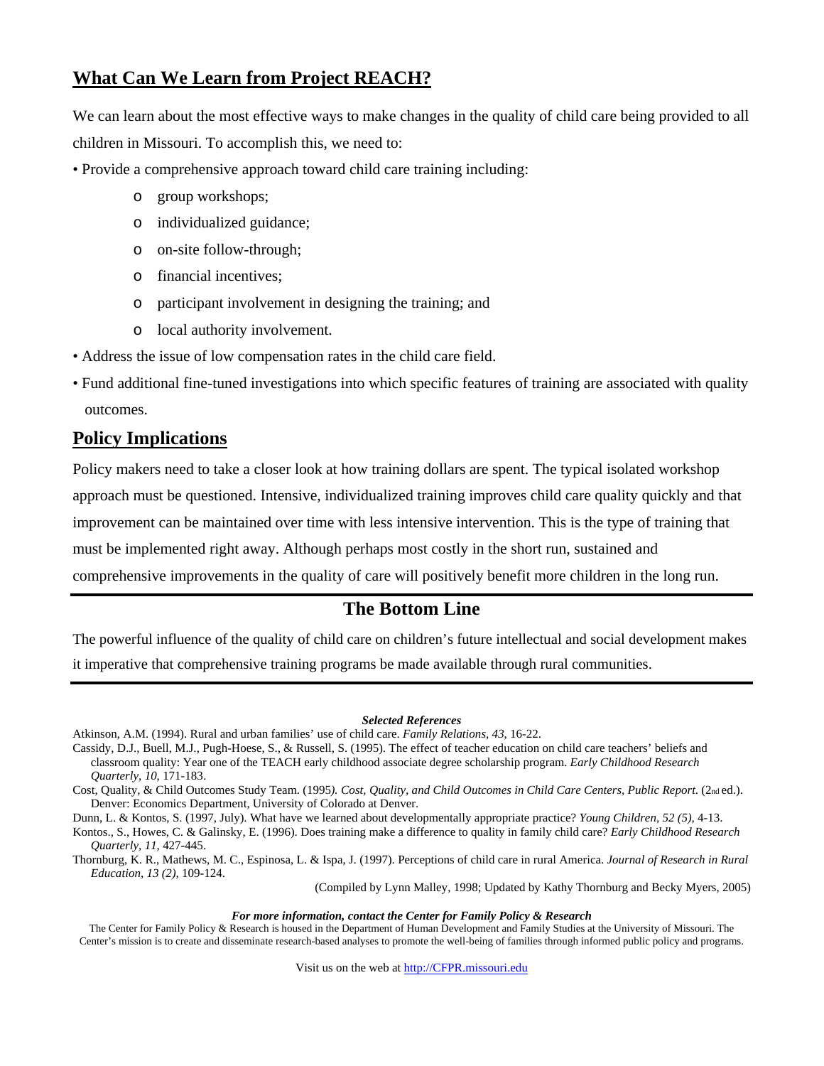## What Can We Learn from Project REACH?

We can learn about the most effective ways to make changes in the quality of child care being provided to all children in Missouri. To accomplish this, we need to:

- Provide a comprehensive approach toward child care training including:
  - group workshops;
  - individualized guidance;
  - on-site follow-through;
  - financial incentives;
  - participant involvement in designing the training; and
  - local authority involvement.
- Address the issue of low compensation rates in the child care field.
- Fund additional fine-tuned investigations into which specific features of training are associated with quality outcomes.

## Policy Implications

Policy makers need to take a closer look at how training dollars are spent. The typical isolated workshop approach must be questioned. Intensive, individualized training improves child care quality quickly and that improvement can be maintained over time with less intensive intervention. This is the type of training that must be implemented right away. Although perhaps most costly in the short run, sustained and comprehensive improvements in the quality of care will positively benefit more children in the long run.

---

## The Bottom Line

The powerful influence of the quality of child care on children's future intellectual and social development makes it imperative that comprehensive training programs be made available through rural communities.

---

***Selected References***

Atkinson, A.M. (1994). Rural and urban families' use of child care. *Family Relations, 43*, 16-22.

Cassidy, D.J., Buell, M.J., Pugh-Hoese, S., & Russell, S. (1995). The effect of teacher education on child care teachers' beliefs and classroom quality: Year one of the TEACH early childhood associate degree scholarship program. *Early Childhood Research Quarterly, 10*, 171-183.

Cost, Quality, & Child Outcomes Study Team. (1995). *Cost, Quality, and Child Outcomes in Child Care Centers, Public Report*. (2nd ed.). Denver: Economics Department, University of Colorado at Denver.

Dunn, L. & Kontos, S. (1997, July). What have we learned about developmentally appropriate practice? *Young Children, 52 (5)*, 4-13.

Kontos., S., Howes, C. & Galinsky, E. (1996). Does training make a difference to quality in family child care? *Early Childhood Research Quarterly, 11*, 427-445.

Thornburg, K. R., Mathews, M. C., Espinosa, L. & Ispa, J. (1997). Perceptions of child care in rural America. *Journal of Research in Rural Education, 13 (2)*, 109-124.

(Compiled by Lynn Malley, 1998; Updated by Kathy Thornburg and Becky Myers, 2005)

***For more information, contact the Center for Family Policy & Research***

The Center for Family Policy & Research is housed in the Department of Human Development and Family Studies at the University of Missouri. The Center's mission is to create and disseminate research-based analyses to promote the well-being of families through informed public policy and programs.

Visit us on the web at http://CFPR.missouri.edu